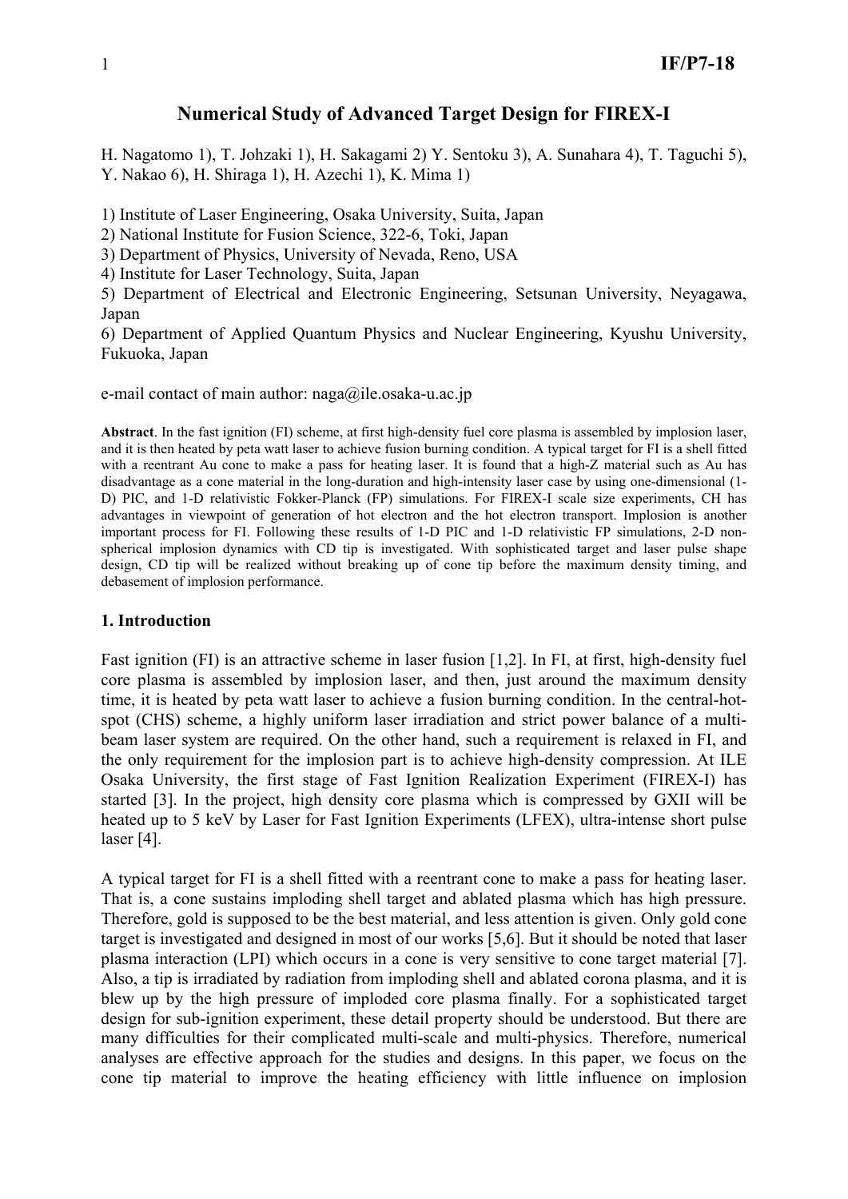# Numerical Study of Advanced Target Design for FIREX-I

H. Nagatomo 1), T. Johzaki 1), H. Sakagami 2) Y. Sentoku 3), A. Sunahara 4), T. Taguchi 5), Y. Nakao 6), H. Shiraga 1), H. Azechi 1), K. Mima 1)

1) Institute of Laser Engineering, Osaka University, Suita, Japan
2) National Institute for Fusion Science, 322-6, Toki, Japan
3) Department of Physics, University of Nevada, Reno, USA
4) Institute for Laser Technology, Suita, Japan
5) Department of Electrical and Electronic Engineering, Setsunan University, Neyagawa, Japan
6) Department of Applied Quantum Physics and Nuclear Engineering, Kyushu University, Fukuoka, Japan

e-mail contact of main author: naga@ile.osaka-u.ac.jp

**Abstract**. In the fast ignition (FI) scheme, at first high-density fuel core plasma is assembled by implosion laser, and it is then heated by peta watt laser to achieve fusion burning condition. A typical target for FI is a shell fitted with a reentrant Au cone to make a pass for heating laser. It is found that a high-Z material such as Au has disadvantage as a cone material in the long-duration and high-intensity laser case by using one-dimensional (1-D) PIC, and 1-D relativistic Fokker-Planck (FP) simulations. For FIREX-I scale size experiments, CH has advantages in viewpoint of generation of hot electron and the hot electron transport. Implosion is another important process for FI. Following these results of 1-D PIC and 1-D relativistic FP simulations, 2-D non-spherical implosion dynamics with CD tip is investigated. With sophisticated target and laser pulse shape design, CD tip will be realized without breaking up of cone tip before the maximum density timing, and debasement of implosion performance.

## 1. Introduction

Fast ignition (FI) is an attractive scheme in laser fusion [1,2]. In FI, at first, high-density fuel core plasma is assembled by implosion laser, and then, just around the maximum density time, it is heated by peta watt laser to achieve a fusion burning condition. In the central-hot-spot (CHS) scheme, a highly uniform laser irradiation and strict power balance of a multi-beam laser system are required. On the other hand, such a requirement is relaxed in FI, and the only requirement for the implosion part is to achieve high-density compression. At ILE Osaka University, the first stage of Fast Ignition Realization Experiment (FIREX-I) has started [3]. In the project, high density core plasma which is compressed by GXII will be heated up to 5 keV by Laser for Fast Ignition Experiments (LFEX), ultra-intense short pulse laser [4].

A typical target for FI is a shell fitted with a reentrant cone to make a pass for heating laser. That is, a cone sustains imploding shell target and ablated plasma which has high pressure. Therefore, gold is supposed to be the best material, and less attention is given. Only gold cone target is investigated and designed in most of our works [5,6]. But it should be noted that laser plasma interaction (LPI) which occurs in a cone is very sensitive to cone target material [7]. Also, a tip is irradiated by radiation from imploding shell and ablated corona plasma, and it is blew up by the high pressure of imploded core plasma finally. For a sophisticated target design for sub-ignition experiment, these detail property should be understood. But there are many difficulties for their complicated multi-scale and multi-physics. Therefore, numerical analyses are effective approach for the studies and designs. In this paper, we focus on the cone tip material to improve the heating efficiency with little influence on implosion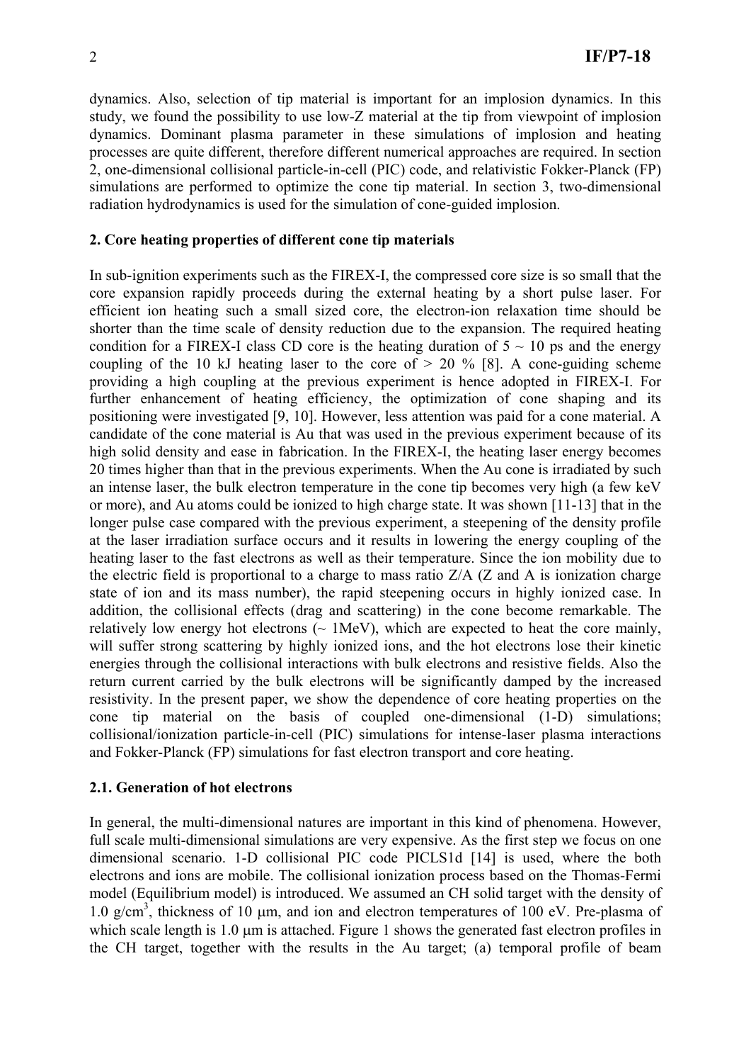dynamics. Also, selection of tip material is important for an implosion dynamics. In this study, we found the possibility to use low-Z material at the tip from viewpoint of implosion dynamics. Dominant plasma parameter in these simulations of implosion and heating processes are quite different, therefore different numerical approaches are required. In section 2, one-dimensional collisional particle-in-cell (PIC) code, and relativistic Fokker-Planck (FP) simulations are performed to optimize the cone tip material. In section 3, two-dimensional radiation hydrodynamics is used for the simulation of cone-guided implosion.

## 2. Core heating properties of different cone tip materials

In sub-ignition experiments such as the FIREX-I, the compressed core size is so small that the core expansion rapidly proceeds during the external heating by a short pulse laser. For efficient ion heating such a small sized core, the electron-ion relaxation time should be shorter than the time scale of density reduction due to the expansion. The required heating condition for a FIREX-I class CD core is the heating duration of 5 ~ 10 ps and the energy coupling of the 10 kJ heating laser to the core of > 20 % [8]. A cone-guiding scheme providing a high coupling at the previous experiment is hence adopted in FIREX-I. For further enhancement of heating efficiency, the optimization of cone shaping and its positioning were investigated [9, 10]. However, less attention was paid for a cone material. A candidate of the cone material is Au that was used in the previous experiment because of its high solid density and ease in fabrication. In the FIREX-I, the heating laser energy becomes 20 times higher than that in the previous experiments. When the Au cone is irradiated by such an intense laser, the bulk electron temperature in the cone tip becomes very high (a few keV or more), and Au atoms could be ionized to high charge state. It was shown [11-13] that in the longer pulse case compared with the previous experiment, a steepening of the density profile at the laser irradiation surface occurs and it results in lowering the energy coupling of the heating laser to the fast electrons as well as their temperature. Since the ion mobility due to the electric field is proportional to a charge to mass ratio Z/A (Z and A is ionization charge state of ion and its mass number), the rapid steepening occurs in highly ionized case. In addition, the collisional effects (drag and scattering) in the cone become remarkable. The relatively low energy hot electrons (~ 1MeV), which are expected to heat the core mainly, will suffer strong scattering by highly ionized ions, and the hot electrons lose their kinetic energies through the collisional interactions with bulk electrons and resistive fields. Also the return current carried by the bulk electrons will be significantly damped by the increased resistivity. In the present paper, we show the dependence of core heating properties on the cone tip material on the basis of coupled one-dimensional (1-D) simulations; collisional/ionization particle-in-cell (PIC) simulations for intense-laser plasma interactions and Fokker-Planck (FP) simulations for fast electron transport and core heating.

### 2.1. Generation of hot electrons

In general, the multi-dimensional natures are important in this kind of phenomena. However, full scale multi-dimensional simulations are very expensive. As the first step we focus on one dimensional scenario. 1-D collisional PIC code PICLS1d [14] is used, where the both electrons and ions are mobile. The collisional ionization process based on the Thomas-Fermi model (Equilibrium model) is introduced. We assumed an CH solid target with the density of 1.0 g/cm$^3$, thickness of 10 μm, and ion and electron temperatures of 100 eV. Pre-plasma of which scale length is 1.0 μm is attached. Figure 1 shows the generated fast electron profiles in the CH target, together with the results in the Au target; (a) temporal profile of beam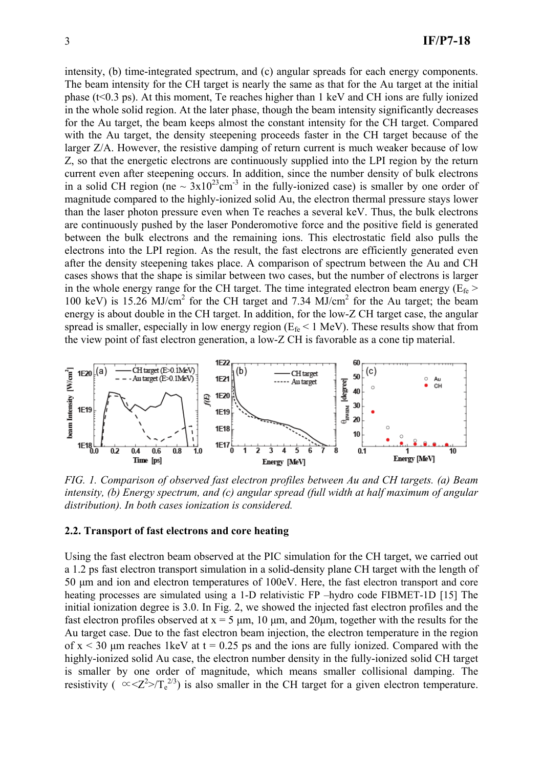intensity, (b) time-integrated spectrum, and (c) angular spreads for each energy components. The beam intensity for the CH target is nearly the same as that for the Au target at the initial phase (t<0.3 ps). At this moment, Te reaches higher than 1 keV and CH ions are fully ionized in the whole solid region. At the later phase, though the beam intensity significantly decreases for the Au target, the beam keeps almost the constant intensity for the CH target. Compared with the Au target, the density steepening proceeds faster in the CH target because of the larger Z/A. However, the resistive damping of return current is much weaker because of low Z, so that the energetic electrons are continuously supplied into the LPI region by the return current even after steepening occurs. In addition, since the number density of bulk electrons in a solid CH region (ne ~ $3\times10^{23}$ cm$^{-3}$ in the fully-ionized case) is smaller by one order of magnitude compared to the highly-ionized solid Au, the electron thermal pressure stays lower than the laser photon pressure even when Te reaches a several keV. Thus, the bulk electrons are continuously pushed by the laser Ponderomotive force and the positive field is generated between the bulk electrons and the remaining ions. This electrostatic field also pulls the electrons into the LPI region. As the result, the fast electrons are efficiently generated even after the density steepening takes place. A comparison of spectrum between the Au and CH cases shows that the shape is similar between two cases, but the number of electrons is larger in the whole energy range for the CH target. The time integrated electron beam energy ($E_{fe}$ > 100 keV) is 15.26 MJ/cm$^2$ for the CH target and 7.34 MJ/cm$^2$ for the Au target; the beam energy is about double in the CH target. In addition, for the low-Z CH target case, the angular spread is smaller, especially in low energy region ($E_{fe}$ < 1 MeV). These results show that from the view point of fast electron generation, a low-Z CH is favorable as a cone tip material.

*FIG. 1. Comparison of observed fast electron profiles between Au and CH targets. (a) Beam intensity, (b) Energy spectrum, and (c) angular spread (full width at half maximum of angular distribution). In both cases ionization is considered.*

### 2.2. Transport of fast electrons and core heating

Using the fast electron beam observed at the PIC simulation for the CH target, we carried out a 1.2 ps fast electron transport simulation in a solid-density plane CH target with the length of 50 μm and ion and electron temperatures of 100eV. Here, the fast electron transport and core heating processes are simulated using a 1-D relativistic FP –hydro code FIBMET-1D [15] The initial ionization degree is 3.0. In Fig. 2, we showed the injected fast electron profiles and the fast electron profiles observed at x = 5 μm, 10 μm, and 20μm, together with the results for the Au target case. Due to the fast electron beam injection, the electron temperature in the region of x < 30 μm reaches 1keV at t = 0.25 ps and the ions are fully ionized. Compared with the highly-ionized solid Au case, the electron number density in the fully-ionized solid CH target is smaller by one order of magnitude, which means smaller collisional damping. The resistivity ( $\propto\langle Z^2\rangle/T_e^{2/3}$) is also smaller in the CH target for a given electron temperature.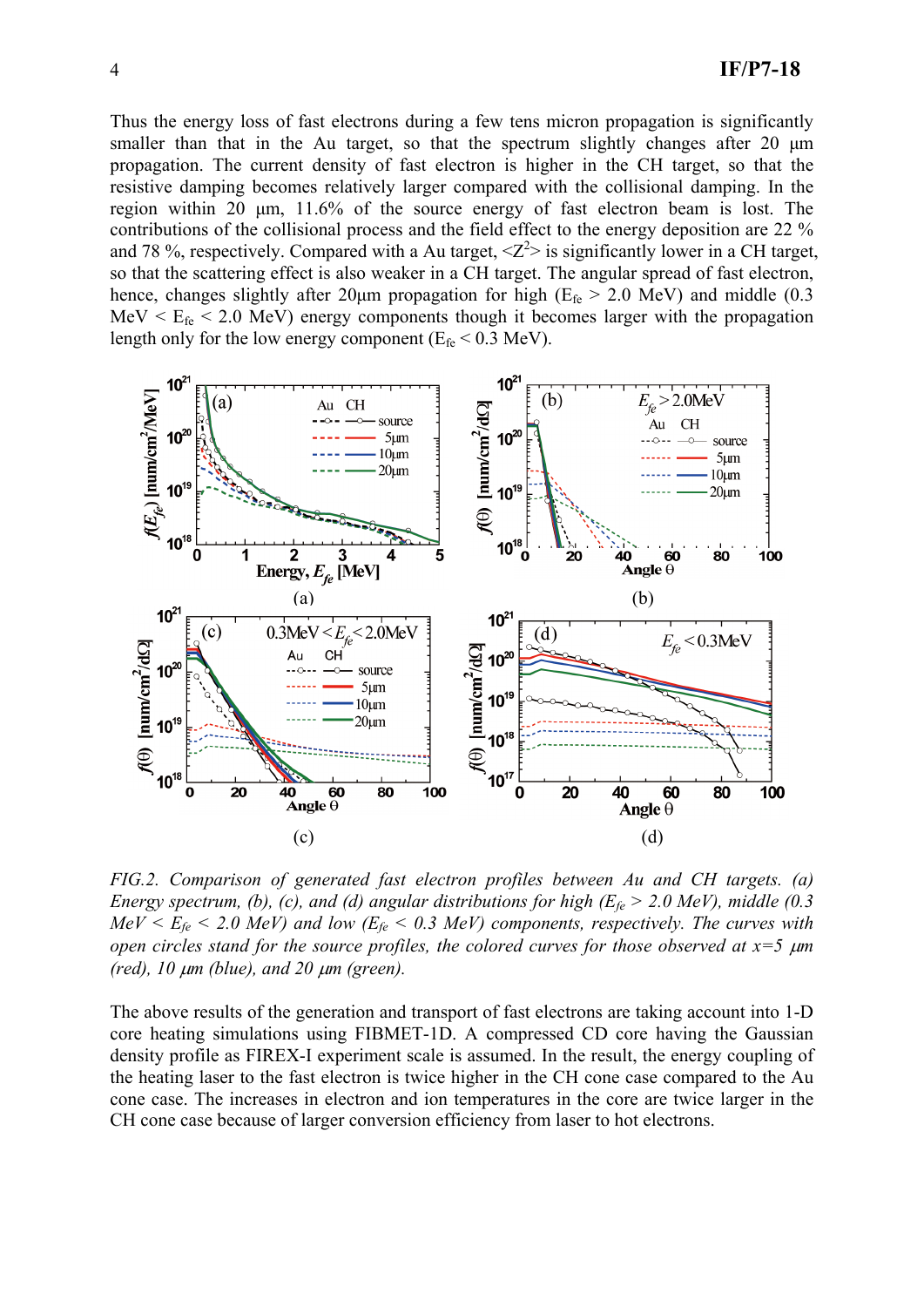Thus the energy loss of fast electrons during a few tens micron propagation is significantly smaller than that in the Au target, so that the spectrum slightly changes after 20 μm propagation. The current density of fast electron is higher in the CH target, so that the resistive damping becomes relatively larger compared with the collisional damping. In the region within 20 μm, 11.6% of the source energy of fast electron beam is lost. The contributions of the collisional process and the field effect to the energy deposition are 22 % and 78 %, respectively. Compared with a Au target, $\langle Z^2 \rangle$ is significantly lower in a CH target, so that the scattering effect is also weaker in a CH target. The angular spread of fast electron, hence, changes slightly after 20μm propagation for high ($E_{fe}$ > 2.0 MeV) and middle (0.3 MeV < $E_{fe}$ < 2.0 MeV) energy components though it becomes larger with the propagation length only for the low energy component ($E_{fe}$ < 0.3 MeV).

*FIG.2. Comparison of generated fast electron profiles between Au and CH targets. (a) Energy spectrum, (b), (c), and (d) angular distributions for high ($E_{fe}$ > 2.0 MeV), middle (0.3 MeV < $E_{fe}$ < 2.0 MeV) and low ($E_{fe}$ < 0.3 MeV) components, respectively. The curves with open circles stand for the source profiles, the colored curves for those observed at x=5 μm (red), 10 μm (blue), and 20 μm (green).*

The above results of the generation and transport of fast electrons are taking account into 1-D core heating simulations using FIBMET-1D. A compressed CD core having the Gaussian density profile as FIREX-I experiment scale is assumed. In the result, the energy coupling of the heating laser to the fast electron is twice higher in the CH cone case compared to the Au cone case. The increases in electron and ion temperatures in the core are twice larger in the CH cone case because of larger conversion efficiency from laser to hot electrons.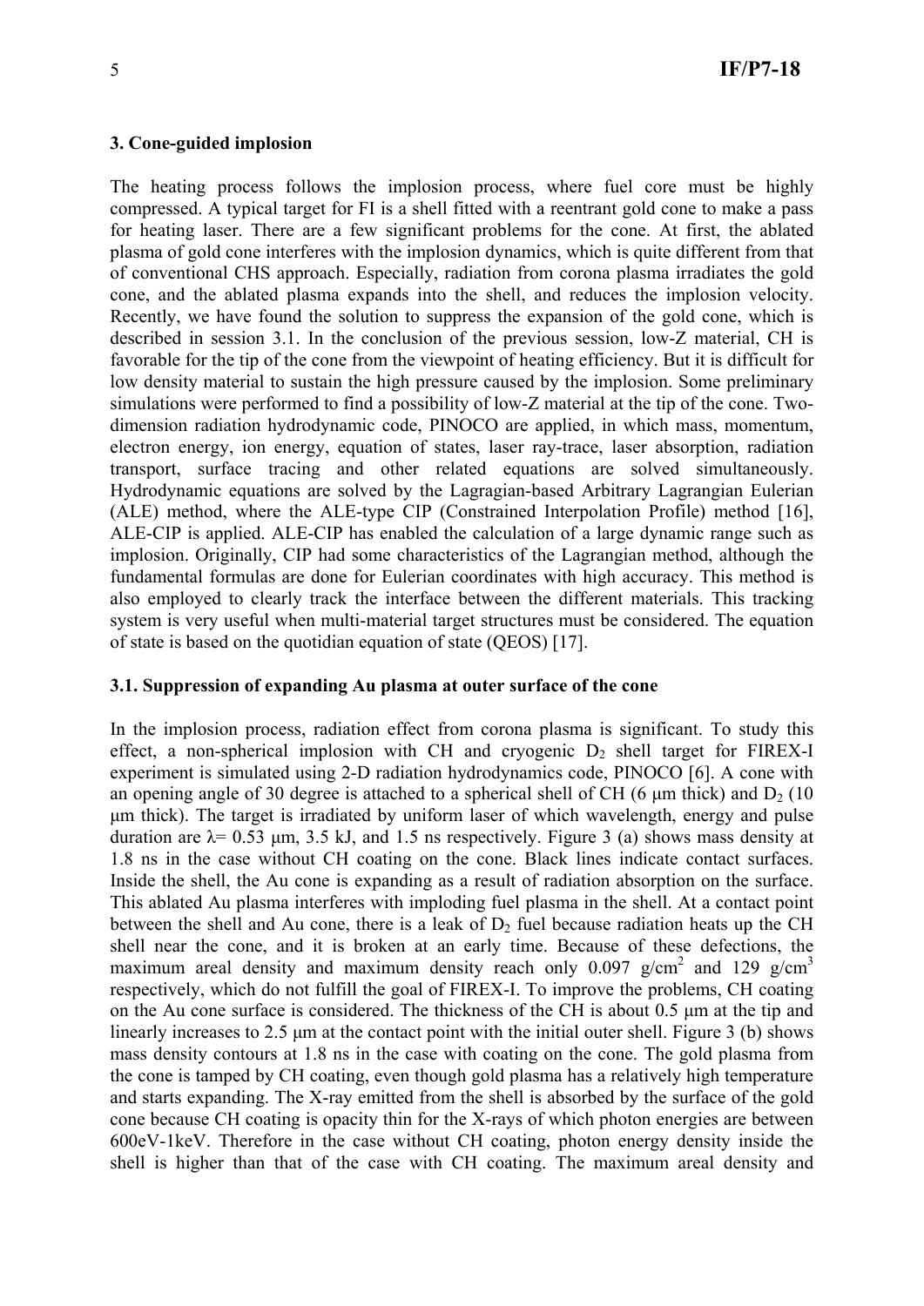### 3. Cone-guided implosion

The heating process follows the implosion process, where fuel core must be highly compressed. A typical target for FI is a shell fitted with a reentrant gold cone to make a pass for heating laser. There are a few significant problems for the cone. At first, the ablated plasma of gold cone interferes with the implosion dynamics, which is quite different from that of conventional CHS approach. Especially, radiation from corona plasma irradiates the gold cone, and the ablated plasma expands into the shell, and reduces the implosion velocity. Recently, we have found the solution to suppress the expansion of the gold cone, which is described in session 3.1. In the conclusion of the previous session, low-Z material, CH is favorable for the tip of the cone from the viewpoint of heating efficiency. But it is difficult for low density material to sustain the high pressure caused by the implosion. Some preliminary simulations were performed to find a possibility of low-Z material at the tip of the cone. Two-dimension radiation hydrodynamic code, PINOCO are applied, in which mass, momentum, electron energy, ion energy, equation of states, laser ray-trace, laser absorption, radiation transport, surface tracing and other related equations are solved simultaneously. Hydrodynamic equations are solved by the Lagragian-based Arbitrary Lagrangian Eulerian (ALE) method, where the ALE-type CIP (Constrained Interpolation Profile) method [16], ALE-CIP is applied. ALE-CIP has enabled the calculation of a large dynamic range such as implosion. Originally, CIP had some characteristics of the Lagrangian method, although the fundamental formulas are done for Eulerian coordinates with high accuracy. This method is also employed to clearly track the interface between the different materials. This tracking system is very useful when multi-material target structures must be considered. The equation of state is based on the quotidian equation of state (QEOS) [17].

#### 3.1. Suppression of expanding Au plasma at outer surface of the cone

In the implosion process, radiation effect from corona plasma is significant. To study this effect, a non-spherical implosion with CH and cryogenic $D_2$ shell target for FIREX-I experiment is simulated using 2-D radiation hydrodynamics code, PINOCO [6]. A cone with an opening angle of 30 degree is attached to a spherical shell of CH (6 μm thick) and $D_2$ (10 μm thick). The target is irradiated by uniform laser of which wavelength, energy and pulse duration are $\lambda$= 0.53 μm, 3.5 kJ, and 1.5 ns respectively. Figure 3 (a) shows mass density at 1.8 ns in the case without CH coating on the cone. Black lines indicate contact surfaces. Inside the shell, the Au cone is expanding as a result of radiation absorption on the surface. This ablated Au plasma interferes with imploding fuel plasma in the shell. At a contact point between the shell and Au cone, there is a leak of $D_2$ fuel because radiation heats up the CH shell near the cone, and it is broken at an early time. Because of these defections, the maximum areal density and maximum density reach only 0.097 g/cm$^2$ and 129 g/cm$^3$ respectively, which do not fulfill the goal of FIREX-I. To improve the problems, CH coating on the Au cone surface is considered. The thickness of the CH is about 0.5 μm at the tip and linearly increases to 2.5 μm at the contact point with the initial outer shell. Figure 3 (b) shows mass density contours at 1.8 ns in the case with coating on the cone. The gold plasma from the cone is tamped by CH coating, even though gold plasma has a relatively high temperature and starts expanding. The X-ray emitted from the shell is absorbed by the surface of the gold cone because CH coating is opacity thin for the X-rays of which photon energies are between 600eV-1keV. Therefore in the case without CH coating, photon energy density inside the shell is higher than that of the case with CH coating. The maximum areal density and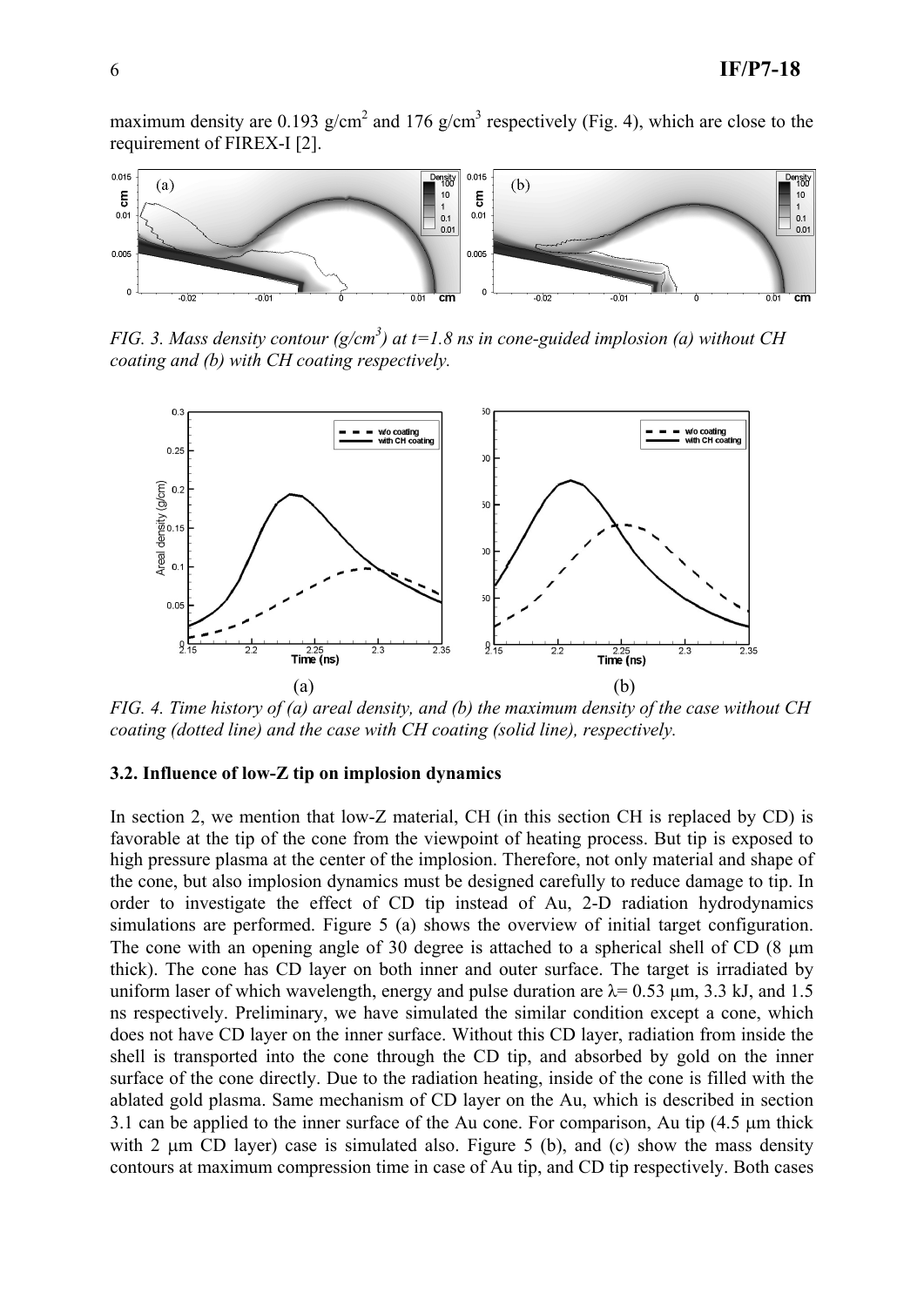maximum density are 0.193 g/cm$^2$ and 176 g/cm$^3$ respectively (Fig. 4), which are close to the requirement of FIREX-I [2].

*FIG. 3. Mass density contour (g/cm$^3$) at t=1.8 ns in cone-guided implosion (a) without CH coating and (b) with CH coating respectively.*

*FIG. 4. Time history of (a) areal density, and (b) the maximum density of the case without CH coating (dotted line) and the case with CH coating (solid line), respectively.*

### 3.2. Influence of low-Z tip on implosion dynamics

In section 2, we mention that low-Z material, CH (in this section CH is replaced by CD) is favorable at the tip of the cone from the viewpoint of heating process. But tip is exposed to high pressure plasma at the center of the implosion. Therefore, not only material and shape of the cone, but also implosion dynamics must be designed carefully to reduce damage to tip. In order to investigate the effect of CD tip instead of Au, 2-D radiation hydrodynamics simulations are performed. Figure 5 (a) shows the overview of initial target configuration. The cone with an opening angle of 30 degree is attached to a spherical shell of CD (8 μm thick). The cone has CD layer on both inner and outer surface. The target is irradiated by uniform laser of which wavelength, energy and pulse duration are λ= 0.53 μm, 3.3 kJ, and 1.5 ns respectively. Preliminary, we have simulated the similar condition except a cone, which does not have CD layer on the inner surface. Without this CD layer, radiation from inside the shell is transported into the cone through the CD tip, and absorbed by gold on the inner surface of the cone directly. Due to the radiation heating, inside of the cone is filled with the ablated gold plasma. Same mechanism of CD layer on the Au, which is described in section 3.1 can be applied to the inner surface of the Au cone. For comparison, Au tip (4.5 μm thick with 2 μm CD layer) case is simulated also. Figure 5 (b), and (c) show the mass density contours at maximum compression time in case of Au tip, and CD tip respectively. Both cases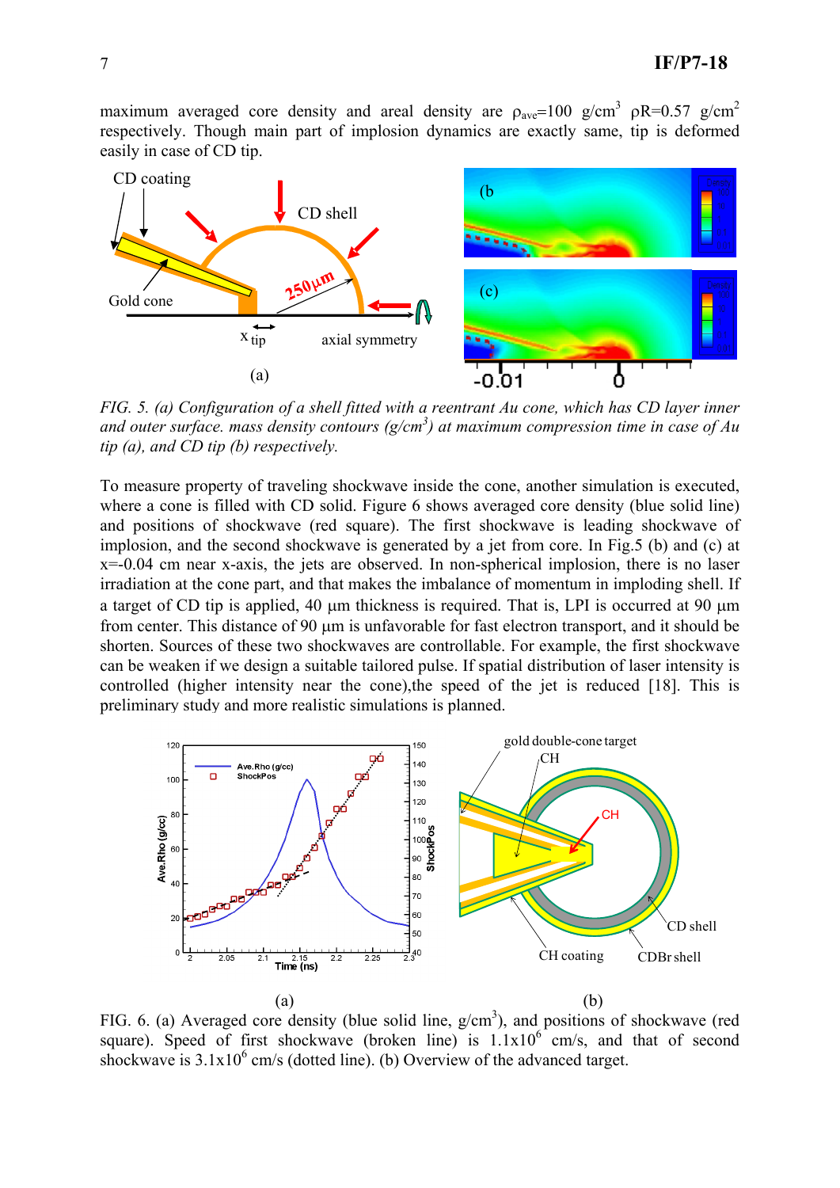maximum averaged core density and areal density are $\rho_{ave}$=100 g/cm$^3$ $\rho R$=0.57 g/cm$^2$ respectively. Though main part of implosion dynamics are exactly same, tip is deformed easily in case of CD tip.

*FIG. 5. (a) Configuration of a shell fitted with a reentrant Au cone, which has CD layer inner and outer surface. mass density contours (g/cm$^3$) at maximum compression time in case of Au tip (a), and CD tip (b) respectively.*

To measure property of traveling shockwave inside the cone, another simulation is executed, where a cone is filled with CD solid. Figure 6 shows averaged core density (blue solid line) and positions of shockwave (red square). The first shockwave is leading shockwave of implosion, and the second shockwave is generated by a jet from core. In Fig.5 (b) and (c) at x=-0.04 cm near x-axis, the jets are observed. In non-spherical implosion, there is no laser irradiation at the cone part, and that makes the imbalance of momentum in imploding shell. If a target of CD tip is applied, 40 μm thickness is required. That is, LPI is occurred at 90 μm from center. This distance of 90 μm is unfavorable for fast electron transport, and it should be shorten. Sources of these two shockwaves are controllable. For example, the first shockwave can be weaken if we design a suitable tailored pulse. If spatial distribution of laser intensity is controlled (higher intensity near the cone),the speed of the jet is reduced [18]. This is preliminary study and more realistic simulations is planned.

FIG. 6. (a) Averaged core density (blue solid line, g/cm$^3$), and positions of shockwave (red square). Speed of first shockwave (broken line) is 1.1x10$^6$ cm/s, and that of second shockwave is 3.1x10$^6$ cm/s (dotted line). (b) Overview of the advanced target.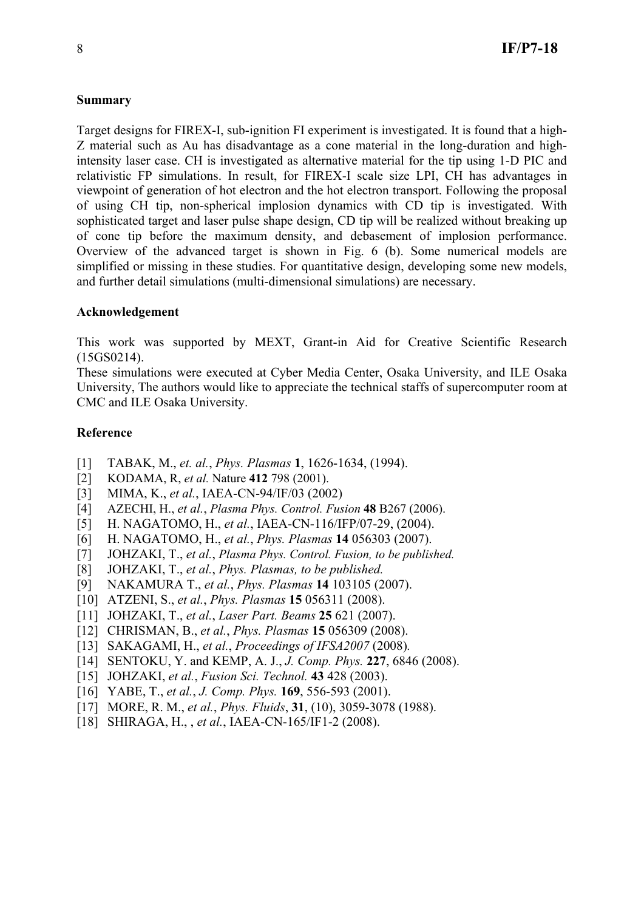### Summary

Target designs for FIREX-I, sub-ignition FI experiment is investigated. It is found that a high-Z material such as Au has disadvantage as a cone material in the long-duration and high-intensity laser case. CH is investigated as alternative material for the tip using 1-D PIC and relativistic FP simulations. In result, for FIREX-I scale size LPI, CH has advantages in viewpoint of generation of hot electron and the hot electron transport. Following the proposal of using CH tip, non-spherical implosion dynamics with CD tip is investigated. With sophisticated target and laser pulse shape design, CD tip will be realized without breaking up of cone tip before the maximum density, and debasement of implosion performance. Overview of the advanced target is shown in Fig. 6 (b). Some numerical models are simplified or missing in these studies. For quantitative design, developing some new models, and further detail simulations (multi-dimensional simulations) are necessary.

### Acknowledgement

This work was supported by MEXT, Grant-in Aid for Creative Scientific Research (15GS0214).
These simulations were executed at Cyber Media Center, Osaka University, and ILE Osaka University, The authors would like to appreciate the technical staffs of supercomputer room at CMC and ILE Osaka University.

### Reference

[1] TABAK, M., *et. al.*, *Phys. Plasmas* **1**, 1626-1634, (1994).
[2] KODAMA, R, *et al.* Nature **412** 798 (2001).
[3] MIMA, K., *et al.*, IAEA-CN-94/IF/03 (2002)
[4] AZECHI, H., *et al.*, *Plasma Phys. Control. Fusion* **48** B267 (2006).
[5] H. NAGATOMO, H., *et al.*, IAEA-CN-116/IFP/07-29, (2004).
[6] H. NAGATOMO, H., *et al.*, *Phys. Plasmas* **14** 056303 (2007).
[7] JOHZAKI, T., *et al.*, *Plasma Phys. Control. Fusion, to be published.*
[8] JOHZAKI, T., *et al.*, *Phys. Plasmas, to be published.*
[9] NAKAMURA T., *et al.*, *Phys. Plasmas* **14** 103105 (2007).
[10] ATZENI, S., *et al.*, *Phys. Plasmas* **15** 056311 (2008).
[11] JOHZAKI, T., *et al.*, *Laser Part. Beams* **25** 621 (2007).
[12] CHRISMAN, B., *et al.*, *Phys. Plasmas* **15** 056309 (2008).
[13] SAKAGAMI, H., *et al.*, *Proceedings of IFSA2007* (2008).
[14] SENTOKU, Y. and KEMP, A. J., *J. Comp. Phys.* **227**, 6846 (2008).
[15] JOHZAKI, *et al.*, *Fusion Sci. Technol.* **43** 428 (2003).
[16] YABE, T., *et al.*, *J. Comp. Phys.* **169**, 556-593 (2001).
[17] MORE, R. M., *et al.*, *Phys. Fluids*, **31**, (10), 3059-3078 (1988).
[18] SHIRAGA, H., , *et al.*, IAEA-CN-165/IF1-2 (2008).